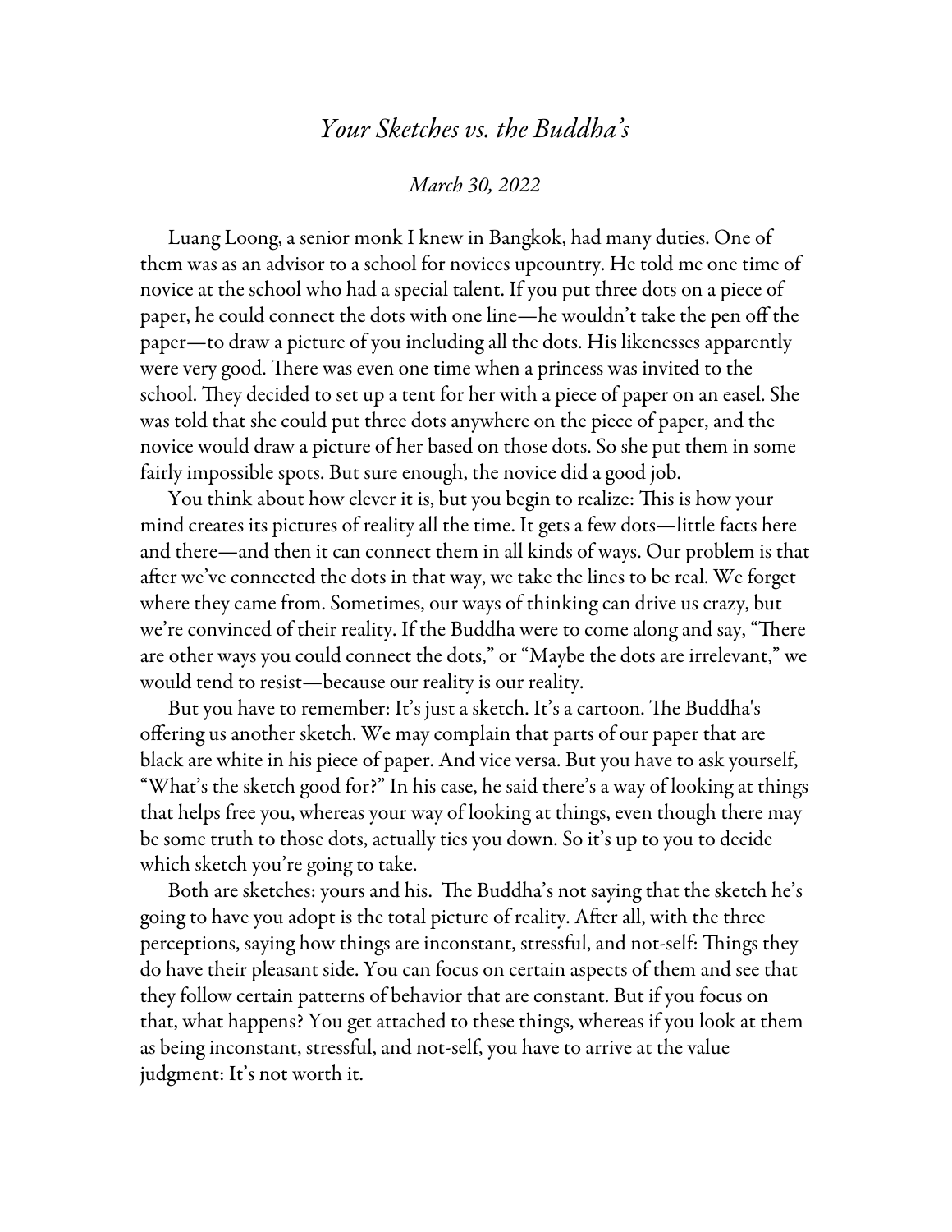# *Your Sketches vs. the Buddha's*

*March 30, 2022*

Luang Loong, a senior monk I knew in Bangkok, had many duties. One of them was as an advisor to a school for novices upcountry. He told me one time of novice at the school who had a special talent. If you put three dots on a piece of paper, he could connect the dots with one line—he wouldn't take the pen off the paper—to draw a picture of you including all the dots. His likenesses apparently were very good. There was even one time when a princess was invited to the school. They decided to set up a tent for her with a piece of paper on an easel. She was told that she could put three dots anywhere on the piece of paper, and the novice would draw a picture of her based on those dots. So she put them in some fairly impossible spots. But sure enough, the novice did a good job.

You think about how clever it is, but you begin to realize: This is how your mind creates its pictures of reality all the time. It gets a few dots—little facts here and there—and then it can connect them in all kinds of ways. Our problem is that after we've connected the dots in that way, we take the lines to be real. We forget where they came from. Sometimes, our ways of thinking can drive us crazy, but we're convinced of their reality. If the Buddha were to come along and say, "There are other ways you could connect the dots," or "Maybe the dots are irrelevant," we would tend to resist—because our reality is our reality.

But you have to remember: It's just a sketch. It's a cartoon. The Buddha's offering us another sketch. We may complain that parts of our paper that are black are white in his piece of paper. And vice versa. But you have to ask yourself, "What's the sketch good for?" In his case, he said there's a way of looking at things that helps free you, whereas your way of looking at things, even though there may be some truth to those dots, actually ties you down. So it's up to you to decide which sketch you're going to take.

Both are sketches: yours and his. The Buddha's not saying that the sketch he's going to have you adopt is the total picture of reality. After all, with the three perceptions, saying how things are inconstant, stressful, and not-self: Things they do have their pleasant side. You can focus on certain aspects of them and see that they follow certain patterns of behavior that are constant. But if you focus on that, what happens? You get attached to these things, whereas if you look at them as being inconstant, stressful, and not-self, you have to arrive at the value judgment: It's not worth it.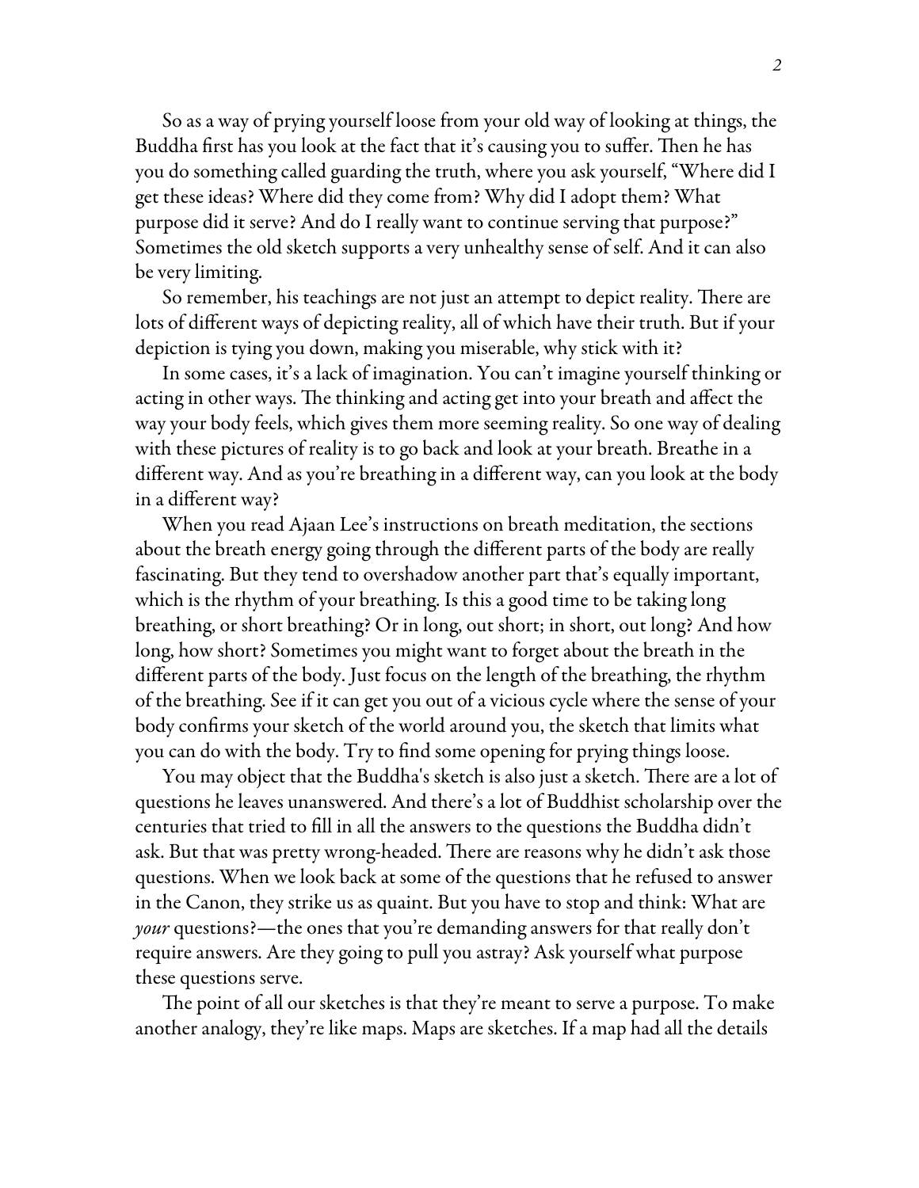So as a way of prying yourself loose from your old way of looking at things, the Buddha first has you look at the fact that it's causing you to suffer. Then he has you do something called guarding the truth, where you ask yourself, "Where did I get these ideas? Where did they come from? Why did I adopt them? What purpose did it serve? And do I really want to continue serving that purpose?" Sometimes the old sketch supports a very unhealthy sense of self. And it can also be very limiting.

So remember, his teachings are not just an attempt to depict reality. There are lots of different ways of depicting reality, all of which have their truth. But if your depiction is tying you down, making you miserable, why stick with it?

In some cases, it's a lack of imagination. You can't imagine yourself thinking or acting in other ways. The thinking and acting get into your breath and affect the way your body feels, which gives them more seeming reality. So one way of dealing with these pictures of reality is to go back and look at your breath. Breathe in a different way. And as you're breathing in a different way, can you look at the body in a different way?

When you read Ajaan Lee's instructions on breath meditation, the sections about the breath energy going through the different parts of the body are really fascinating. But they tend to overshadow another part that's equally important, which is the rhythm of your breathing. Is this a good time to be taking long breathing, or short breathing? Or in long, out short; in short, out long? And how long, how short? Sometimes you might want to forget about the breath in the different parts of the body. Just focus on the length of the breathing, the rhythm of the breathing. See if it can get you out of a vicious cycle where the sense of your body confirms your sketch of the world around you, the sketch that limits what you can do with the body. Try to find some opening for prying things loose.

You may object that the Buddha's sketch is also just a sketch. There are a lot of questions he leaves unanswered. And there's a lot of Buddhist scholarship over the centuries that tried to fill in all the answers to the questions the Buddha didn't ask. But that was pretty wrong-headed. There are reasons why he didn't ask those questions. When we look back at some of the questions that he refused to answer in the Canon, they strike us as quaint. But you have to stop and think: What are *your* questions?—the ones that you're demanding answers for that really don't require answers. Are they going to pull you astray? Ask yourself what purpose these questions serve.

The point of all our sketches is that they're meant to serve a purpose. To make another analogy, they're like maps. Maps are sketches. If a map had all the details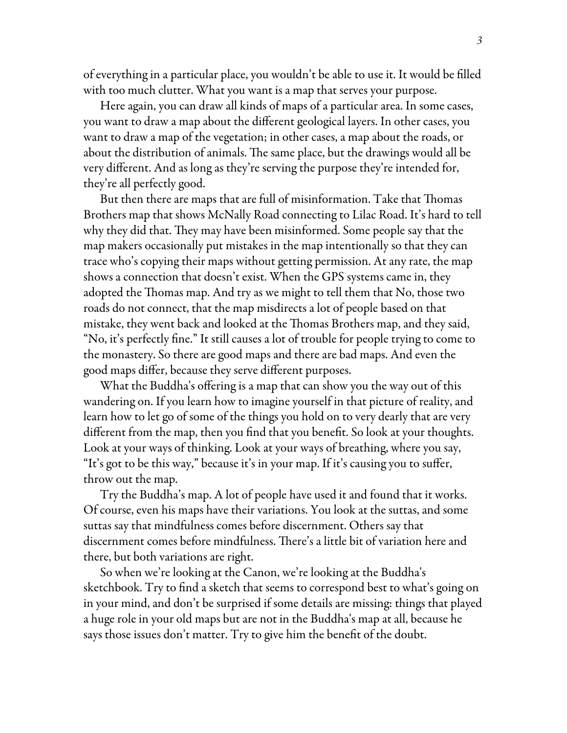of everything in a particular place, you wouldn't be able to use it. It would be filled with too much clutter. What you want is a map that serves your purpose.

Here again, you can draw all kinds of maps of a particular area. In some cases, you want to draw a map about the different geological layers. In other cases, you want to draw a map of the vegetation; in other cases, a map about the roads, or about the distribution of animals. The same place, but the drawings would all be very different. And as long as they're serving the purpose they're intended for, they're all perfectly good.

But then there are maps that are full of misinformation. Take that Thomas Brothers map that shows McNally Road connecting to Lilac Road. It's hard to tell why they did that. They may have been misinformed. Some people say that the map makers occasionally put mistakes in the map intentionally so that they can trace who's copying their maps without getting permission. At any rate, the map shows a connection that doesn't exist. When the GPS systems came in, they adopted the Thomas map. And try as we might to tell them that No, those two roads do not connect, that the map misdirects a lot of people based on that mistake, they went back and looked at the Thomas Brothers map, and they said, "No, it's perfectly fine." It still causes a lot of trouble for people trying to come to the monastery. So there are good maps and there are bad maps. And even the good maps differ, because they serve different purposes.

What the Buddha's offering is a map that can show you the way out of this wandering on. If you learn how to imagine yourself in that picture of reality, and learn how to let go of some of the things you hold on to very dearly that are very different from the map, then you find that you benefit. So look at your thoughts. Look at your ways of thinking. Look at your ways of breathing, where you say, "It's got to be this way," because it's in your map. If it's causing you to suffer, throw out the map.

Try the Buddha's map. A lot of people have used it and found that it works. Of course, even his maps have their variations. You look at the suttas, and some suttas say that mindfulness comes before discernment. Others say that discernment comes before mindfulness. There's a little bit of variation here and there, but both variations are right.

So when we're looking at the Canon, we're looking at the Buddha's sketchbook. Try to find a sketch that seems to correspond best to what's going on in your mind, and don't be surprised if some details are missing: things that played a huge role in your old maps but are not in the Buddha's map at all, because he says those issues don't matter. Try to give him the benefit of the doubt.